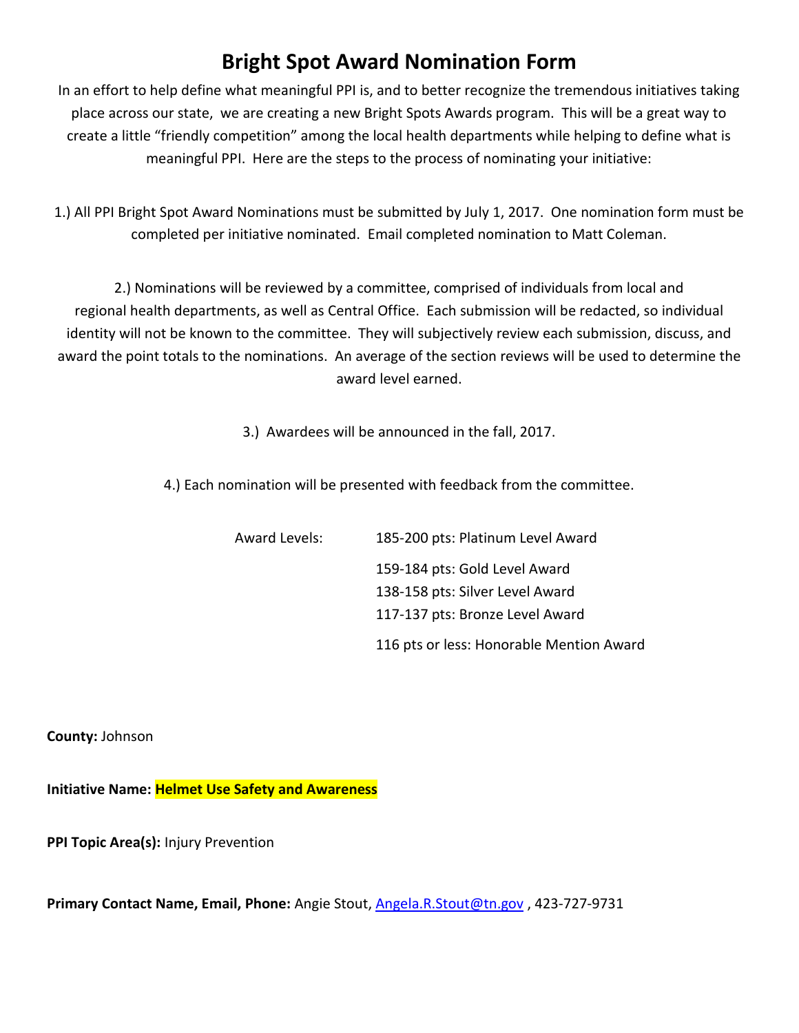# Bright Spot Award Nomination Form

In an effort to help define what meaningful PPI is, and to better recognize the tremendous initiatives taking place across our state, we are creating a new Bright Spots Awards program. This will be a great way to create a little "friendly competition" among the local health departments while helping to define what is meaningful PPI. Here are the steps to the process of nominating your initiative:

1.) All PPI Bright Spot Award Nominations must be submitted by July 1, 2017. One nomination form must be completed per initiative nominated. Email completed nomination to Matt Coleman.

2.) Nominations will be reviewed by a committee, comprised of individuals from local and regional health departments, as well as Central Office. Each submission will be redacted, so individual identity will not be known to the committee. They will subjectively review each submission, discuss, and award the point totals to the nominations. An average of the section reviews will be used to determine the award level earned.

3.) Awardees will be announced in the fall, 2017.

4.) Each nomination will be presented with feedback from the committee.

Award Levels:

- 185-200 pts: Platinum Level Award
- 159-184 pts: Gold Level Award
- 138-158 pts: Silver Level Award
- 117-137 pts: Bronze Level Award
- 116 pts or less: Honorable Mention Award

**County:** Johnson

**Initiative Name: Helmet Use Safety and Awareness**

**PPI Topic Area(s):** Injury Prevention

**Primary Contact Name, Email, Phone:** Angie Stout, Angela.R.Stout@tn.gov , 423-727-9731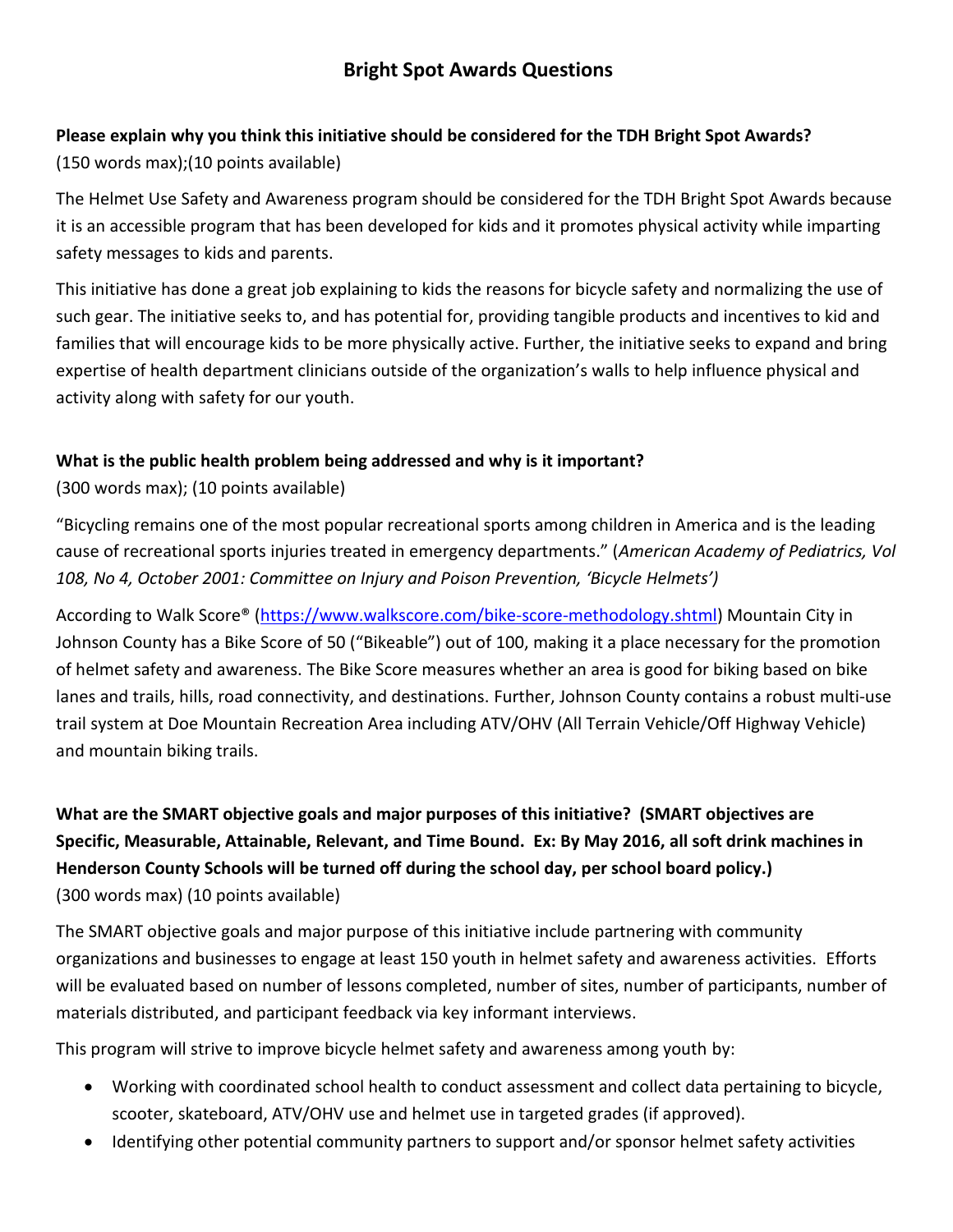## Bright Spot Awards Questions

**Please explain why you think this initiative should be considered for the TDH Bright Spot Awards?**
(150 words max);(10 points available)

The Helmet Use Safety and Awareness program should be considered for the TDH Bright Spot Awards because it is an accessible program that has been developed for kids and it promotes physical activity while imparting safety messages to kids and parents.

This initiative has done a great job explaining to kids the reasons for bicycle safety and normalizing the use of such gear. The initiative seeks to, and has potential for, providing tangible products and incentives to kid and families that will encourage kids to be more physically active. Further, the initiative seeks to expand and bring expertise of health department clinicians outside of the organization's walls to help influence physical and activity along with safety for our youth.

**What is the public health problem being addressed and why is it important?**
(300 words max); (10 points available)

"Bicycling remains one of the most popular recreational sports among children in America and is the leading cause of recreational sports injuries treated in emergency departments." (*American Academy of Pediatrics, Vol 108, No 4, October 2001: Committee on Injury and Poison Prevention, 'Bicycle Helmets')*

According to Walk Score® (https://www.walkscore.com/bike-score-methodology.shtml) Mountain City in Johnson County has a Bike Score of 50 ("Bikeable") out of 100, making it a place necessary for the promotion of helmet safety and awareness. The Bike Score measures whether an area is good for biking based on bike lanes and trails, hills, road connectivity, and destinations. Further, Johnson County contains a robust multi-use trail system at Doe Mountain Recreation Area including ATV/OHV (All Terrain Vehicle/Off Highway Vehicle) and mountain biking trails.

**What are the SMART objective goals and major purposes of this initiative? (SMART objectives are Specific, Measurable, Attainable, Relevant, and Time Bound. Ex: By May 2016, all soft drink machines in Henderson County Schools will be turned off during the school day, per school board policy.)**
(300 words max) (10 points available)

The SMART objective goals and major purpose of this initiative include partnering with community organizations and businesses to engage at least 150 youth in helmet safety and awareness activities. Efforts will be evaluated based on number of lessons completed, number of sites, number of participants, number of materials distributed, and participant feedback via key informant interviews.

This program will strive to improve bicycle helmet safety and awareness among youth by:

- Working with coordinated school health to conduct assessment and collect data pertaining to bicycle, scooter, skateboard, ATV/OHV use and helmet use in targeted grades (if approved).
- Identifying other potential community partners to support and/or sponsor helmet safety activities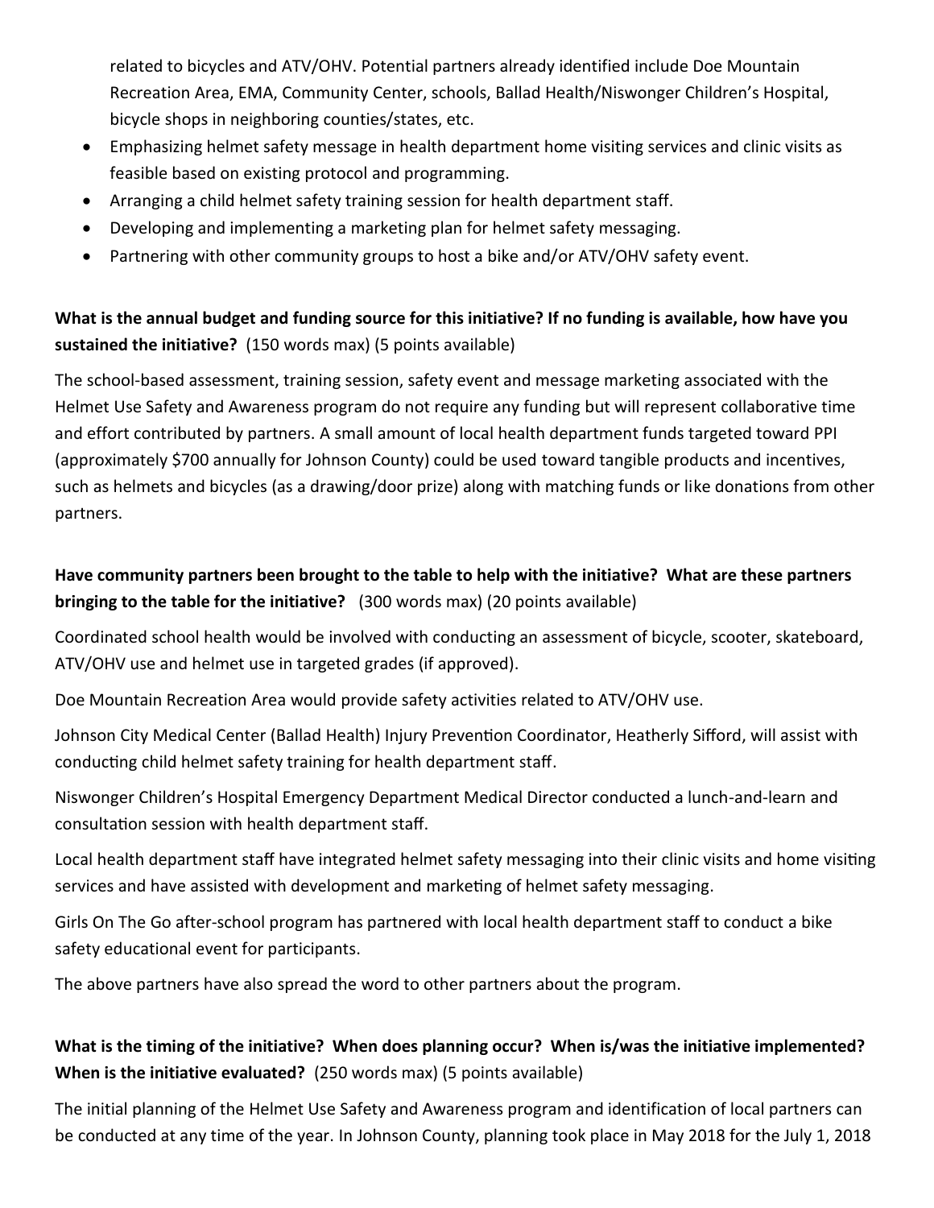related to bicycles and ATV/OHV. Potential partners already identified include Doe Mountain Recreation Area, EMA, Community Center, schools, Ballad Health/Niswonger Children's Hospital, bicycle shops in neighboring counties/states, etc.

- Emphasizing helmet safety message in health department home visiting services and clinic visits as feasible based on existing protocol and programming.
- Arranging a child helmet safety training session for health department staff.
- Developing and implementing a marketing plan for helmet safety messaging.
- Partnering with other community groups to host a bike and/or ATV/OHV safety event.

**What is the annual budget and funding source for this initiative? If no funding is available, how have you sustained the initiative?** (150 words max) (5 points available)

The school-based assessment, training session, safety event and message marketing associated with the Helmet Use Safety and Awareness program do not require any funding but will represent collaborative time and effort contributed by partners. A small amount of local health department funds targeted toward PPI (approximately $700 annually for Johnson County) could be used toward tangible products and incentives, such as helmets and bicycles (as a drawing/door prize) along with matching funds or like donations from other partners.

**Have community partners been brought to the table to help with the initiative? What are these partners bringing to the table for the initiative?** (300 words max) (20 points available)

Coordinated school health would be involved with conducting an assessment of bicycle, scooter, skateboard, ATV/OHV use and helmet use in targeted grades (if approved).

Doe Mountain Recreation Area would provide safety activities related to ATV/OHV use.

Johnson City Medical Center (Ballad Health) Injury Prevention Coordinator, Heatherly Sifford, will assist with conducting child helmet safety training for health department staff.

Niswonger Children's Hospital Emergency Department Medical Director conducted a lunch-and-learn and consultation session with health department staff.

Local health department staff have integrated helmet safety messaging into their clinic visits and home visiting services and have assisted with development and marketing of helmet safety messaging.

Girls On The Go after-school program has partnered with local health department staff to conduct a bike safety educational event for participants.

The above partners have also spread the word to other partners about the program.

**What is the timing of the initiative? When does planning occur? When is/was the initiative implemented? When is the initiative evaluated?** (250 words max) (5 points available)

The initial planning of the Helmet Use Safety and Awareness program and identification of local partners can be conducted at any time of the year. In Johnson County, planning took place in May 2018 for the July 1, 2018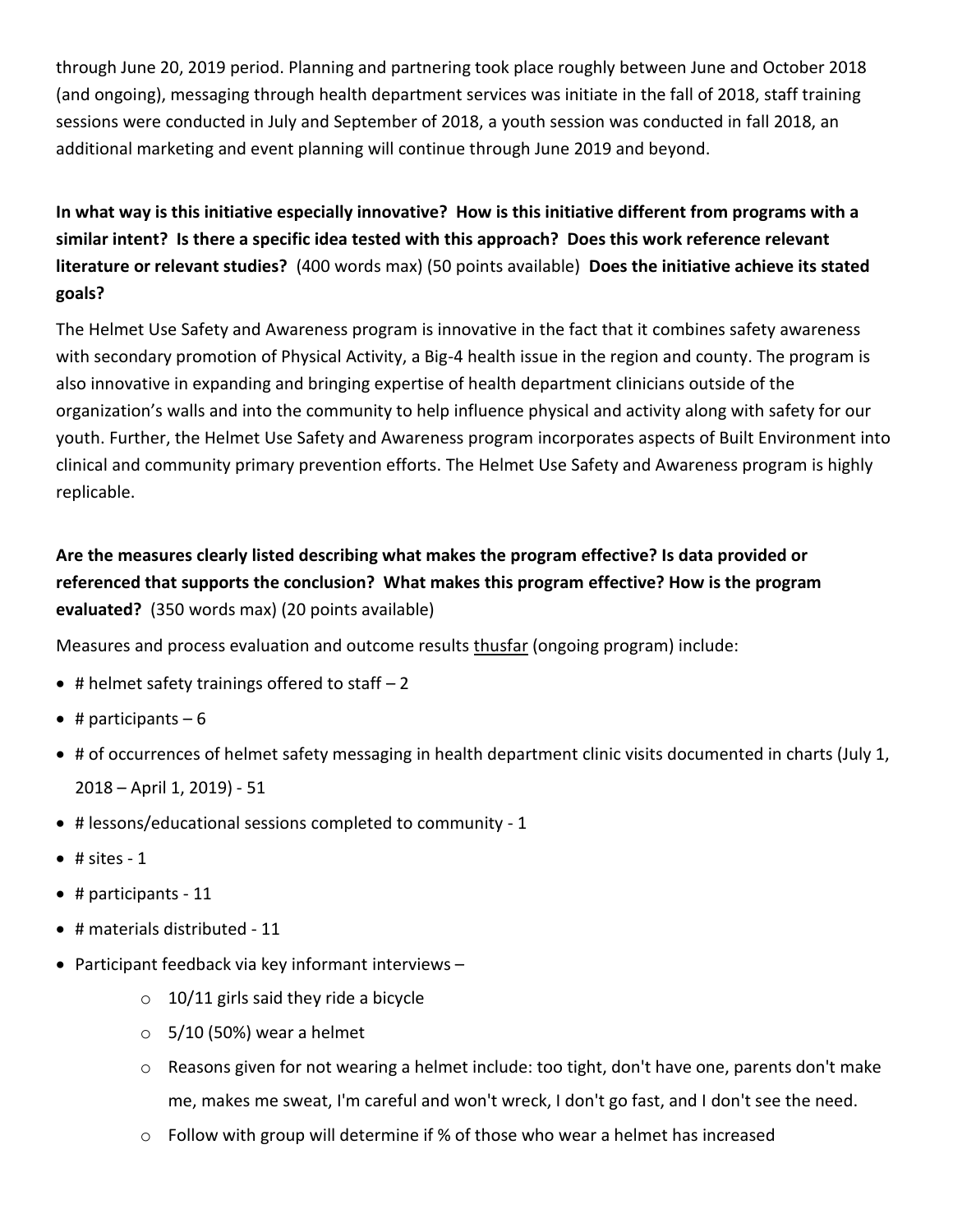through June 20, 2019 period. Planning and partnering took place roughly between June and October 2018 (and ongoing), messaging through health department services was initiate in the fall of 2018, staff training sessions were conducted in July and September of 2018, a youth session was conducted in fall 2018, an additional marketing and event planning will continue through June 2019 and beyond.

**In what way is this initiative especially innovative? How is this initiative different from programs with a similar intent? Is there a specific idea tested with this approach? Does this work reference relevant literature or relevant studies?** (400 words max) (50 points available) **Does the initiative achieve its stated goals?**

The Helmet Use Safety and Awareness program is innovative in the fact that it combines safety awareness with secondary promotion of Physical Activity, a Big-4 health issue in the region and county. The program is also innovative in expanding and bringing expertise of health department clinicians outside of the organization's walls and into the community to help influence physical and activity along with safety for our youth. Further, the Helmet Use Safety and Awareness program incorporates aspects of Built Environment into clinical and community primary prevention efforts. The Helmet Use Safety and Awareness program is highly replicable.

**Are the measures clearly listed describing what makes the program effective? Is data provided or referenced that supports the conclusion? What makes this program effective? How is the program evaluated?** (350 words max) (20 points available)

Measures and process evaluation and outcome results thusfar (ongoing program) include:

- # helmet safety trainings offered to staff – 2
- # participants – 6
- # of occurrences of helmet safety messaging in health department clinic visits documented in charts (July 1, 2018 – April 1, 2019) - 51
- # lessons/educational sessions completed to community - 1
- # sites - 1
- # participants - 11
- # materials distributed - 11
- Participant feedback via key informant interviews –
  - 10/11 girls said they ride a bicycle
  - 5/10 (50%) wear a helmet
  - Reasons given for not wearing a helmet include: too tight, don't have one, parents don't make me, makes me sweat, I'm careful and won't wreck, I don't go fast, and I don't see the need.
  - Follow with group will determine if % of those who wear a helmet has increased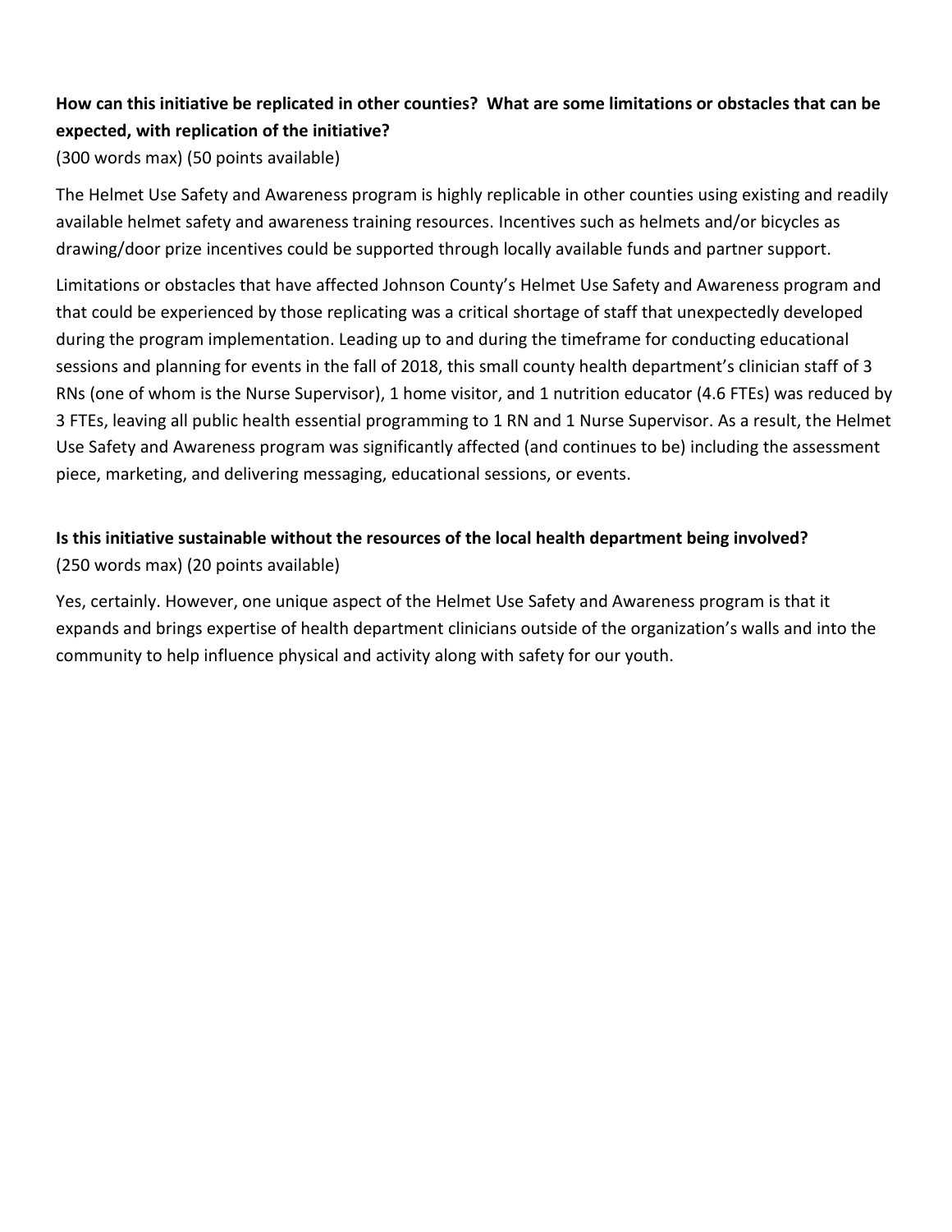**How can this initiative be replicated in other counties? What are some limitations or obstacles that can be expected, with replication of the initiative?**

(300 words max) (50 points available)

The Helmet Use Safety and Awareness program is highly replicable in other counties using existing and readily available helmet safety and awareness training resources. Incentives such as helmets and/or bicycles as drawing/door prize incentives could be supported through locally available funds and partner support.

Limitations or obstacles that have affected Johnson County's Helmet Use Safety and Awareness program and that could be experienced by those replicating was a critical shortage of staff that unexpectedly developed during the program implementation. Leading up to and during the timeframe for conducting educational sessions and planning for events in the fall of 2018, this small county health department's clinician staff of 3 RNs (one of whom is the Nurse Supervisor), 1 home visitor, and 1 nutrition educator (4.6 FTEs) was reduced by 3 FTEs, leaving all public health essential programming to 1 RN and 1 Nurse Supervisor. As a result, the Helmet Use Safety and Awareness program was significantly affected (and continues to be) including the assessment piece, marketing, and delivering messaging, educational sessions, or events.

**Is this initiative sustainable without the resources of the local health department being involved?**

(250 words max) (20 points available)

Yes, certainly. However, one unique aspect of the Helmet Use Safety and Awareness program is that it expands and brings expertise of health department clinicians outside of the organization's walls and into the community to help influence physical and activity along with safety for our youth.